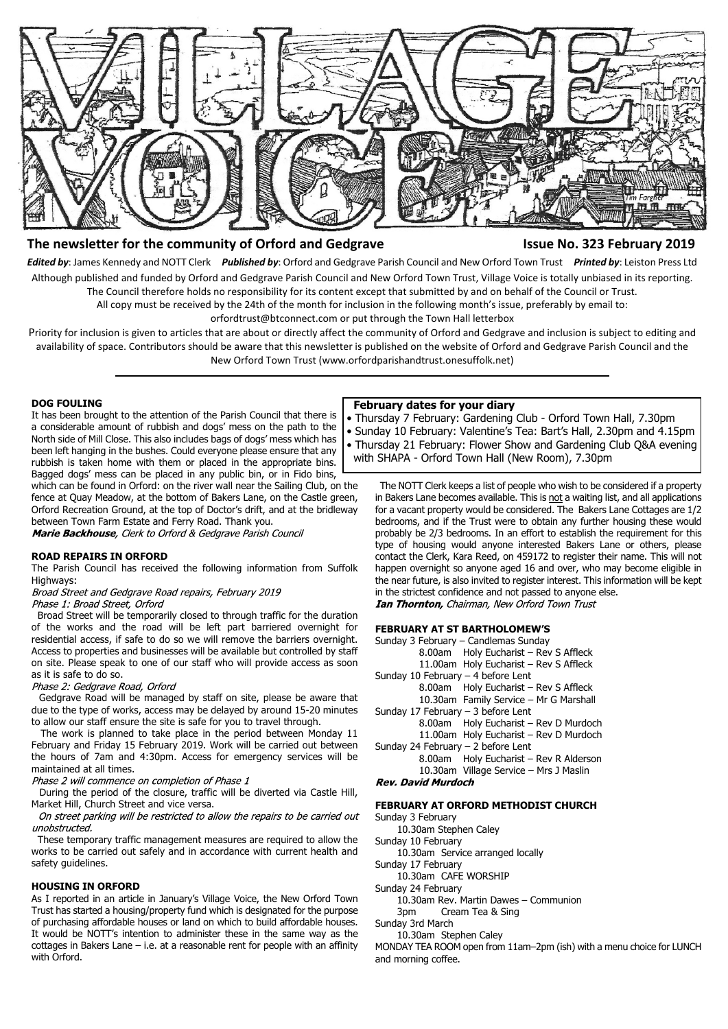# VILLAGE VOICE

## The newsletter for the community of Orford and Gedgrave — Issue No. 323 February 2019

***Edited by***: James Kennedy and NOTT Clerk ***Published by***: Orford and Gedgrave Parish Council and New Orford Town Trust ***Printed by***: Leiston Press Ltd

Although published and funded by Orford and Gedgrave Parish Council and New Orford Town Trust, Village Voice is totally unbiased in its reporting. The Council therefore holds no responsibility for its content except that submitted by and on behalf of the Council or Trust.

All copy must be received by the 24th of the month for inclusion in the following month's issue, preferably by email to: orfordtrust@btconnect.com or put through the Town Hall letterbox

Priority for inclusion is given to articles that are about or directly affect the community of Orford and Gedgrave and inclusion is subject to editing and availability of space. Contributors should be aware that this newsletter is published on the website of Orford and Gedgrave Parish Council and the New Orford Town Trust (www.orfordparishandtrust.onesuffolk.net)

---

### DOG FOULING

It has been brought to the attention of the Parish Council that there is a considerable amount of rubbish and dogs' mess on the path to the North side of Mill Close. This also includes bags of dogs' mess which has been left hanging in the bushes. Could everyone please ensure that any rubbish is taken home with them or placed in the appropriate bins. Bagged dogs' mess can be placed in any public bin, or in Fido bins, which can be found in Orford: on the river wall near the Sailing Club, on the fence at Quay Meadow, at the bottom of Bakers Lane, on the Castle green, Orford Recreation Ground, at the top of Doctor's drift, and at the bridleway between Town Farm Estate and Ferry Road. Thank you.

***Marie Backhouse**, Clerk to Orford & Gedgrave Parish Council*

### ROAD REPAIRS IN ORFORD

The Parish Council has received the following information from Suffolk Highways:

*Broad Street and Gedgrave Road repairs, February 2019*

*Phase 1: Broad Street, Orford*

Broad Street will be temporarily closed to through traffic for the duration of the works and the road will be left part barriered overnight for residential access, if safe to do so we will remove the barriers overnight. Access to properties and businesses will be available but controlled by staff on site. Please speak to one of our staff who will provide access as soon as it is safe to do so.

*Phase 2: Gedgrave Road, Orford*

Gedgrave Road will be managed by staff on site, please be aware that due to the type of works, access may be delayed by around 15-20 minutes to allow our staff ensure the site is safe for you to travel through.

The work is planned to take place in the period between Monday 11 February and Friday 15 February 2019. Work will be carried out between the hours of 7am and 4:30pm. Access for emergency services will be maintained at all times.

*Phase 2 will commence on completion of Phase 1*

During the period of the closure, traffic will be diverted via Castle Hill, Market Hill, Church Street and vice versa.

*On street parking will be restricted to allow the repairs to be carried out unobstructed.*

These temporary traffic management measures are required to allow the works to be carried out safely and in accordance with current health and safety guidelines.

### HOUSING IN ORFORD

As I reported in an article in January's Village Voice, the New Orford Town Trust has started a housing/property fund which is designated for the purpose of purchasing affordable houses or land on which to build affordable houses. It would be NOTT's intention to administer these in the same way as the cottages in Bakers Lane – i.e. at a reasonable rent for people with an affinity with Orford.

The NOTT Clerk keeps a list of people who wish to be considered if a property in Bakers Lane becomes available. This is not a waiting list, and all applications for a vacant property would be considered. The Bakers Lane Cottages are 1/2 bedrooms, and if the Trust were to obtain any further housing these would probably be 2/3 bedrooms. In an effort to establish the requirement for this type of housing would anyone interested Bakers Lane or others, please contact the Clerk, Kara Reed, on 459172 to register their name. This will not happen overnight so anyone aged 16 and over, who may become eligible in the near future, is also invited to register interest. This information will be kept in the strictest confidence and not passed to anyone else.

***Ian Thornton,** Chairman, New Orford Town Trust*

### February dates for your diary

- Thursday 7 February: Gardening Club - Orford Town Hall, 7.30pm
- Sunday 10 February: Valentine's Tea: Bart's Hall, 2.30pm and 4.15pm
- Thursday 21 February: Flower Show and Gardening Club Q&A evening with SHAPA - Orford Town Hall (New Room), 7.30pm

### FEBRUARY AT ST BARTHOLOMEW'S

Sunday 3 February – Candlemas Sunday
- 8.00am Holy Eucharist – Rev S Affleck
- 11.00am Holy Eucharist – Rev S Affleck

Sunday 10 February – 4 before Lent
- 8.00am Holy Eucharist – Rev S Affleck
- 10.30am Family Service – Mr G Marshall

Sunday 17 February – 3 before Lent
- 8.00am Holy Eucharist – Rev D Murdoch
- 11.00am Holy Eucharist – Rev D Murdoch

Sunday 24 February – 2 before Lent
- 8.00am Holy Eucharist – Rev R Alderson
- 10.30am Village Service – Mrs J Maslin

***Rev. David Murdoch***

### FEBRUARY AT ORFORD METHODIST CHURCH

Sunday 3 February
- 10.30am Stephen Caley

Sunday 10 February
- 10.30am Service arranged locally

Sunday 17 February
- 10.30am CAFE WORSHIP

Sunday 24 February
- 10.30am Rev. Martin Dawes – Communion
- 3pm Cream Tea & Sing

Sunday 3rd March
- 10.30am Stephen Caley

MONDAY TEA ROOM open from 11am–2pm (ish) with a menu choice for LUNCH and morning coffee.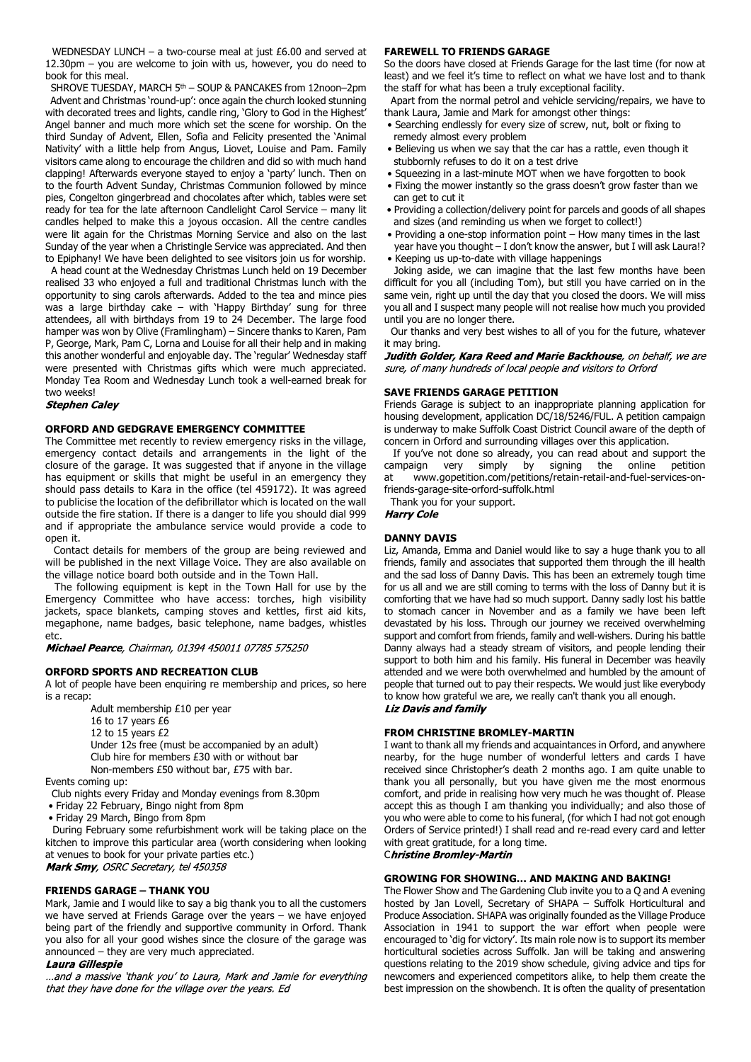WEDNESDAY LUNCH – a two-course meal at just £6.00 and served at 12.30pm – you are welcome to join with us, however, you do need to book for this meal.

SHROVE TUESDAY, MARCH 5th – SOUP & PANCAKES from 12noon–2pm

Advent and Christmas 'round-up': once again the church looked stunning with decorated trees and lights, candle ring, 'Glory to God in the Highest' Angel banner and much more which set the scene for worship. On the third Sunday of Advent, Ellen, Sofia and Felicity presented the 'Animal Nativity' with a little help from Angus, Liovet, Louise and Pam. Family visitors came along to encourage the children and did so with much hand clapping! Afterwards everyone stayed to enjoy a 'party' lunch. Then on to the fourth Advent Sunday, Christmas Communion followed by mince pies, Congelton gingerbread and chocolates after which, tables were set ready for tea for the late afternoon Candlelight Carol Service – many lit candles helped to make this a joyous occasion. All the centre candles were lit again for the Christmas Morning Service and also on the last Sunday of the year when a Christingle Service was appreciated. And then to Epiphany! We have been delighted to see visitors join us for worship.

A head count at the Wednesday Christmas Lunch held on 19 December realised 33 who enjoyed a full and traditional Christmas lunch with the opportunity to sing carols afterwards. Added to the tea and mince pies was a large birthday cake – with 'Happy Birthday' sung for three attendees, all with birthdays from 19 to 24 December. The large food hamper was won by Olive (Framlingham) – Sincere thanks to Karen, Pam P, George, Mark, Pam C, Lorna and Louise for all their help and in making this another wonderful and enjoyable day. The 'regular' Wednesday staff were presented with Christmas gifts which were much appreciated. Monday Tea Room and Wednesday Lunch took a well-earned break for two weeks!

***Stephen Caley***

### ORFORD AND GEDGRAVE EMERGENCY COMMITTEE

The Committee met recently to review emergency risks in the village, emergency contact details and arrangements in the light of the closure of the garage. It was suggested that if anyone in the village has equipment or skills that might be useful in an emergency they should pass details to Kara in the office (tel 459172). It was agreed to publicise the location of the defibrillator which is located on the wall outside the fire station. If there is a danger to life you should dial 999 and if appropriate the ambulance service would provide a code to open it.

Contact details for members of the group are being reviewed and will be published in the next Village Voice. They are also available on the village notice board both outside and in the Town Hall.

The following equipment is kept in the Town Hall for use by the Emergency Committee who have access: torches, high visibility jackets, space blankets, camping stoves and kettles, first aid kits, megaphone, name badges, basic telephone, name badges, whistles etc.

***Michael Pearce**, Chairman, 01394 450011 07785 575250*

### ORFORD SPORTS AND RECREATION CLUB

A lot of people have been enquiring re membership and prices, so here is a recap:

Adult membership £10 per year
16 to 17 years £6
12 to 15 years £2
Under 12s free (must be accompanied by an adult)
Club hire for members £30 with or without bar
Non-members £50 without bar, £75 with bar.

Events coming up:

Club nights every Friday and Monday evenings from 8.30pm

- Friday 22 February, Bingo night from 8pm
- Friday 29 March, Bingo from 8pm

During February some refurbishment work will be taking place on the kitchen to improve this particular area (worth considering when looking at venues to book for your private parties etc.)

***Mark Smy**, OSRC Secretary, tel 450358*

### FRIENDS GARAGE – THANK YOU

Mark, Jamie and I would like to say a big thank you to all the customers we have served at Friends Garage over the years – we have enjoyed being part of the friendly and supportive community in Orford. Thank you also for all your good wishes since the closure of the garage was announced – they are very much appreciated.

***Laura Gillespie***

*…and a massive 'thank you' to Laura, Mark and Jamie for everything that they have done for the village over the years. Ed*

### FAREWELL TO FRIENDS GARAGE

So the doors have closed at Friends Garage for the last time (for now at least) and we feel it's time to reflect on what we have lost and to thank the staff for what has been a truly exceptional facility.

Apart from the normal petrol and vehicle servicing/repairs, we have to thank Laura, Jamie and Mark for amongst other things:

- Searching endlessly for every size of screw, nut, bolt or fixing to remedy almost every problem
- Believing us when we say that the car has a rattle, even though it stubbornly refuses to do it on a test drive
- Squeezing in a last-minute MOT when we have forgotten to book
- Fixing the mower instantly so the grass doesn't grow faster than we can get to cut it
- Providing a collection/delivery point for parcels and goods of all shapes and sizes (and reminding us when we forget to collect!)
- Providing a one-stop information point – How many times in the last year have you thought – I don't know the answer, but I will ask Laura!?
- Keeping us up-to-date with village happenings

Joking aside, we can imagine that the last few months have been difficult for you all (including Tom), but still you have carried on in the same vein, right up until the day that you closed the doors. We will miss you all and I suspect many people will not realise how much you provided until you are no longer there.

Our thanks and very best wishes to all of you for the future, whatever it may bring.

***Judith Golder, Kara Reed and Marie Backhouse**, on behalf, we are sure, of many hundreds of local people and visitors to Orford*

### SAVE FRIENDS GARAGE PETITION

Friends Garage is subject to an inappropriate planning application for housing development, application DC/18/5246/FUL. A petition campaign is underway to make Suffolk Coast District Council aware of the depth of concern in Orford and surrounding villages over this application.

If you've not done so already, you can read about and support the campaign very simply by signing the online petition at www.gopetition.com/petitions/retain-retail-and-fuel-services-on-friends-garage-site-orford-suffolk.html

Thank you for your support.

***Harry Cole***

### DANNY DAVIS

Liz, Amanda, Emma and Daniel would like to say a huge thank you to all friends, family and associates that supported them through the ill health and the sad loss of Danny Davis. This has been an extremely tough time for us all and we are still coming to terms with the loss of Danny but it is comforting that we have had so much support. Danny sadly lost his battle to stomach cancer in November and as a family we have been left devastated by his loss. Through our journey we received overwhelming support and comfort from friends, family and well-wishers. During his battle Danny always had a steady stream of visitors, and people lending their support to both him and his family. His funeral in December was heavily attended and we were both overwhelmed and humbled by the amount of people that turned out to pay their respects. We would just like everybody to know how grateful we are, we really can't thank you all enough.

***Liz Davis and family***

### FROM CHRISTINE BROMLEY-MARTIN

I want to thank all my friends and acquaintances in Orford, and anywhere nearby, for the huge number of wonderful letters and cards I have received since Christopher's death 2 months ago. I am quite unable to thank you all personally, but you have given me the most enormous comfort, and pride in realising how very much he was thought of. Please accept this as though I am thanking you individually; and also those of you who were able to come to his funeral, (for which I had not got enough Orders of Service printed!) I shall read and re-read every card and letter with great gratitude, for a long time.

***Christine Bromley-Martin***

### GROWING FOR SHOWING… AND MAKING AND BAKING!

The Flower Show and The Gardening Club invite you to a Q and A evening hosted by Jan Lovell, Secretary of SHAPA – Suffolk Horticultural and Produce Association. SHAPA was originally founded as the Village Produce Association in 1941 to support the war effort when people were encouraged to 'dig for victory'. Its main role now is to support its member horticultural societies across Suffolk. Jan will be taking and answering questions relating to the 2019 show schedule, giving advice and tips for newcomers and experienced competitors alike, to help them create the best impression on the showbench. It is often the quality of presentation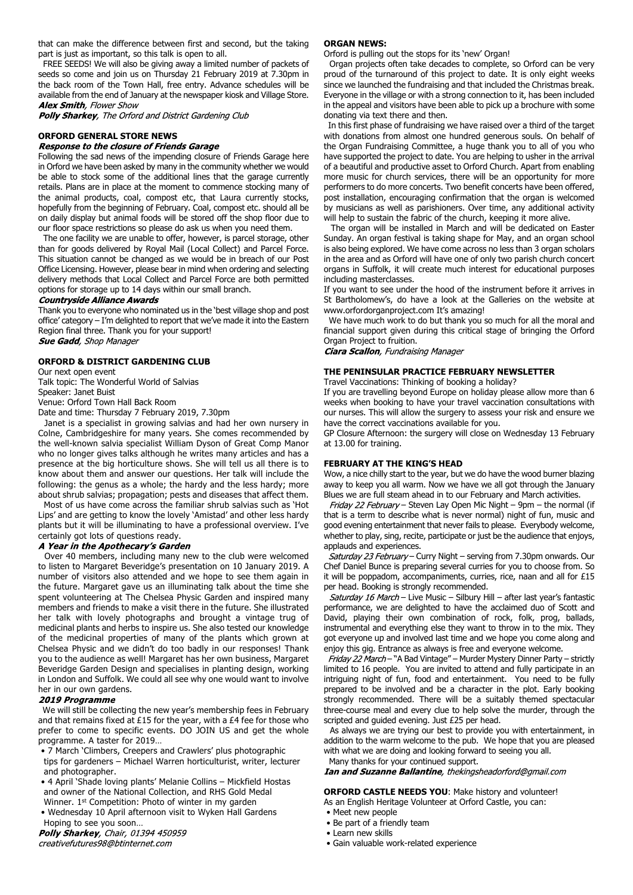that can make the difference between first and second, but the taking part is just as important, so this talk is open to all.

FREE SEEDS! We will also be giving away a limited number of packets of seeds so come and join us on Thursday 21 February 2019 at 7.30pm in the back room of the Town Hall, free entry. Advance schedules will be available from the end of January at the newspaper kiosk and Village Store.

***Alex Smith**, Flower Show*

***Polly Sharkey**, The Orford and District Gardening Club*

## ORFORD GENERAL STORE NEWS

### *Response to the closure of Friends Garage*

Following the sad news of the impending closure of Friends Garage here in Orford we have been asked by many in the community whether we would be able to stock some of the additional lines that the garage currently retails. Plans are in place at the moment to commence stocking many of the animal products, coal, compost etc, that Laura currently stocks, hopefully from the beginning of February. Coal, compost etc. should all be on daily display but animal foods will be stored off the shop floor due to our floor space restrictions so please do ask us when you need them.

The one facility we are unable to offer, however, is parcel storage, other than for goods delivered by Royal Mail (Local Collect) and Parcel Force. This situation cannot be changed as we would be in breach of our Post Office Licensing. However, please bear in mind when ordering and selecting delivery methods that Local Collect and Parcel Force are both permitted options for storage up to 14 days within our small branch.

### *Countryside Alliance Awards*

Thank you to everyone who nominated us in the 'best village shop and post office' category – I'm delighted to report that we've made it into the Eastern Region final three. Thank you for your support!

***Sue Gadd**, Shop Manager*

## ORFORD & DISTRICT GARDENING CLUB

Our next open event
Talk topic: The Wonderful World of Salvias
Speaker: Janet Buist
Venue: Orford Town Hall Back Room
Date and time: Thursday 7 February 2019, 7.30pm

Janet is a specialist in growing salvias and had her own nursery in Colne, Cambridgeshire for many years. She comes recommended by the well-known salvia specialist William Dyson of Great Comp Manor who no longer gives talks although he writes many articles and has a presence at the big horticulture shows. She will tell us all there is to know about them and answer our questions. Her talk will include the following: the genus as a whole; the hardy and the less hardy; more about shrub salvias; propagation; pests and diseases that affect them.

Most of us have come across the familiar shrub salvias such as 'Hot Lips' and are getting to know the lovely 'Amistad' and other less hardy plants but it will be illuminating to have a professional overview. I've certainly got lots of questions ready.

### *A Year in the Apothecary's Garden*

Over 40 members, including many new to the club were welcomed to listen to Margaret Beveridge's presentation on 10 January 2019. A number of visitors also attended and we hope to see them again in the future. Margaret gave us an illuminating talk about the time she spent volunteering at The Chelsea Physic Garden and inspired many members and friends to make a visit there in the future. She illustrated her talk with lovely photographs and brought a vintage trug of medicinal plants and herbs to inspire us. She also tested our knowledge of the medicinal properties of many of the plants which grown at Chelsea Physic and we didn't do too badly in our responses! Thank you to the audience as well! Margaret has her own business, Margaret Beveridge Garden Design and specialises in planting design, working in London and Suffolk. We could all see why one would want to involve her in our own gardens.

### *2019 Programme*

We will still be collecting the new year's membership fees in February and that remains fixed at £15 for the year, with a £4 fee for those who prefer to come to specific events. DO JOIN US and get the whole programme. A taster for 2019…

- 7 March 'Climbers, Creepers and Crawlers' plus photographic tips for gardeners – Michael Warren horticulturist, writer, lecturer and photographer.
- 4 April 'Shade loving plants' Melanie Collins – Mickfield Hostas and owner of the National Collection, and RHS Gold Medal Winner. 1st Competition: Photo of winter in my garden
- Wednesday 10 April afternoon visit to Wyken Hall Gardens

Hoping to see you soon…

***Polly Sharkey**, Chair, 01394 450959*
*creativefutures98@btinternet.com*

## ORGAN NEWS:

Orford is pulling out the stops for its 'new' Organ!

Organ projects often take decades to complete, so Orford can be very proud of the turnaround of this project to date. It is only eight weeks since we launched the fundraising and that included the Christmas break. Everyone in the village or with a strong connection to it, has been included in the appeal and visitors have been able to pick up a brochure with some donating via text there and then.

In this first phase of fundraising we have raised over a third of the target with donations from almost one hundred generous souls. On behalf of the Organ Fundraising Committee, a huge thank you to all of you who have supported the project to date. You are helping to usher in the arrival of a beautiful and productive asset to Orford Church. Apart from enabling more music for church services, there will be an opportunity for more performers to do more concerts. Two benefit concerts have been offered, post installation, encouraging confirmation that the organ is welcomed by musicians as well as parishioners. Over time, any additional activity will help to sustain the fabric of the church, keeping it more alive.

The organ will be installed in March and will be dedicated on Easter Sunday. An organ festival is taking shape for May, and an organ school is also being explored. We have come across no less than 3 organ scholars in the area and as Orford will have one of only two parish church concert organs in Suffolk, it will create much interest for educational purposes including masterclasses.

If you want to see under the hood of the instrument before it arrives in St Bartholomew's, do have a look at the Galleries on the website at www.orfordorganproject.com It's amazing!

We have much work to do but thank you so much for all the moral and financial support given during this critical stage of bringing the Orford Organ Project to fruition.

***Ciara Scallon**, Fundraising Manager*

## THE PENINSULAR PRACTICE FEBRUARY NEWSLETTER

Travel Vaccinations: Thinking of booking a holiday?

If you are travelling beyond Europe on holiday please allow more than 6 weeks when booking to have your travel vaccination consultations with our nurses. This will allow the surgery to assess your risk and ensure we have the correct vaccinations available for you.

GP Closure Afternoon: the surgery will close on Wednesday 13 February at 13.00 for training.

## FEBRUARY AT THE KING'S HEAD

Wow, a nice chilly start to the year, but we do have the wood burner blazing away to keep you all warm. Now we have we all got through the January Blues we are full steam ahead in to our February and March activities.

*Friday 22 February* – Steven Lay Open Mic Night – 9pm – the normal (if that is a term to describe what is never normal) night of fun, music and good evening entertainment that never fails to please. Everybody welcome, whether to play, sing, recite, participate or just be the audience that enjoys, applauds and experiences.

*Saturday 23 February* – Curry Night – serving from 7.30pm onwards. Our Chef Daniel Bunce is preparing several curries for you to choose from. So it will be poppadom, accompaniments, curries, rice, naan and all for £15 per head. Booking is strongly recommended.

*Saturday 16 March* – Live Music – Silbury Hill – after last year's fantastic performance, we are delighted to have the acclaimed duo of Scott and David, playing their own combination of rock, folk, prog, ballads, instrumental and everything else they want to throw in to the mix. They got everyone up and involved last time and we hope you come along and enjoy this gig. Entrance as always is free and everyone welcome.

*Friday 22 March* – "A Bad Vintage" – Murder Mystery Dinner Party – strictly limited to 16 people. You are invited to attend and fully participate in an intriguing night of fun, food and entertainment. You need to be fully prepared to be involved and be a character in the plot. Early booking strongly recommended. There will be a suitably themed spectacular three-course meal and every clue to help solve the murder, through the scripted and guided evening. Just £25 per head.

As always we are trying our best to provide you with entertainment, in addition to the warm welcome to the pub. We hope that you are pleased with what we are doing and looking forward to seeing you all.

Many thanks for your continued support.

***Ian and Suzanne Ballantine**, thekingsheadorford@gmail.com*

**ORFORD CASTLE NEEDS YOU**: Make history and volunteer!

As an English Heritage Volunteer at Orford Castle, you can:

- Meet new people
- Be part of a friendly team
- Learn new skills
- Gain valuable work-related experience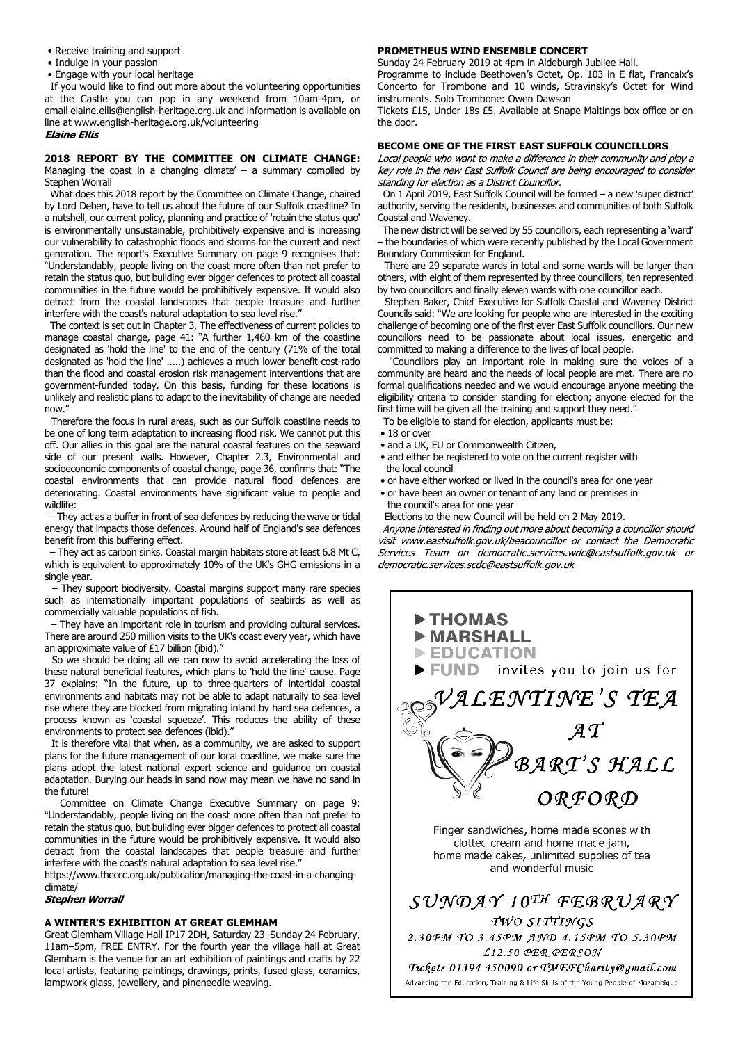- Receive training and support
- Indulge in your passion
- Engage with your local heritage

If you would like to find out more about the volunteering opportunities at the Castle you can pop in any weekend from 10am-4pm, or email elaine.ellis@english-heritage.org.uk and information is available on line at www.english-heritage.org.uk/volunteering

***Elaine Ellis***

**2018 REPORT BY THE COMMITTEE ON CLIMATE CHANGE:** Managing the coast in a changing climate' – a summary compiled by Stephen Worrall

What does this 2018 report by the Committee on Climate Change, chaired by Lord Deben, have to tell us about the future of our Suffolk coastline? In a nutshell, our current policy, planning and practice of 'retain the status quo' is environmentally unsustainable, prohibitively expensive and is increasing our vulnerability to catastrophic floods and storms for the current and next generation. The report's Executive Summary on page 9 recognises that: "Understandably, people living on the coast more often than not prefer to retain the status quo, but building ever bigger defences to protect all coastal communities in the future would be prohibitively expensive. It would also detract from the coastal landscapes that people treasure and further interfere with the coast's natural adaptation to sea level rise."

The context is set out in Chapter 3, The effectiveness of current policies to manage coastal change, page 41: "A further 1,460 km of the coastline designated as 'hold the line' to the end of the century (71% of the total designated as 'hold the line' .....) achieves a much lower benefit-cost-ratio than the flood and coastal erosion risk management interventions that are government-funded today. On this basis, funding for these locations is unlikely and realistic plans to adapt to the inevitability of change are needed now."

Therefore the focus in rural areas, such as our Suffolk coastline needs to be one of long term adaptation to increasing flood risk. We cannot put this off. Our allies in this goal are the natural coastal features on the seaward side of our present walls. However, Chapter 2.3, Environmental and socioeconomic components of coastal change, page 36, confirms that: "The coastal environments that can provide natural flood defences are deteriorating. Coastal environments have significant value to people and wildlife:

– They act as a buffer in front of sea defences by reducing the wave or tidal energy that impacts those defences. Around half of England's sea defences benefit from this buffering effect.

– They act as carbon sinks. Coastal margin habitats store at least 6.8 Mt C, which is equivalent to approximately 10% of the UK's GHG emissions in a single year.

– They support biodiversity. Coastal margins support many rare species such as internationally important populations of seabirds as well as commercially valuable populations of fish.

– They have an important role in tourism and providing cultural services. There are around 250 million visits to the UK's coast every year, which have an approximate value of £17 billion (ibid)."

So we should be doing all we can now to avoid accelerating the loss of these natural beneficial features, which plans to 'hold the line' cause. Page 37 explains: "In the future, up to three-quarters of intertidal coastal environments and habitats may not be able to adapt naturally to sea level rise where they are blocked from migrating inland by hard sea defences, a process known as 'coastal squeeze'. This reduces the ability of these environments to protect sea defences (ibid)."

It is therefore vital that when, as a community, we are asked to support plans for the future management of our local coastline, we make sure the plans adopt the latest national expert science and guidance on coastal adaptation. Burying our heads in sand now may mean we have no sand in the future!

Committee on Climate Change Executive Summary on page 9: "Understandably, people living on the coast more often than not prefer to retain the status quo, but building ever bigger defences to protect all coastal communities in the future would be prohibitively expensive. It would also detract from the coastal landscapes that people treasure and further interfere with the coast's natural adaptation to sea level rise."

https://www.theccc.org.uk/publication/managing-the-coast-in-a-changing-climate/

***Stephen Worrall***

**A WINTER'S EXHIBITION AT GREAT GLEMHAM**

Great Glemham Village Hall IP17 2DH, Saturday 23–Sunday 24 February, 11am–5pm, FREE ENTRY. For the fourth year the village hall at Great Glemham is the venue for an art exhibition of paintings and crafts by 22 local artists, featuring paintings, drawings, prints, fused glass, ceramics, lampwork glass, jewellery, and pineneedle weaving.

**PROMETHEUS WIND ENSEMBLE CONCERT**

Sunday 24 February 2019 at 4pm in Aldeburgh Jubilee Hall.

Programme to include Beethoven's Octet, Op. 103 in E flat, Francaix's Concerto for Trombone and 10 winds, Stravinsky's Octet for Wind instruments. Solo Trombone: Owen Dawson

Tickets £15, Under 18s £5. Available at Snape Maltings box office or on the door.

**BECOME ONE OF THE FIRST EAST SUFFOLK COUNCILLORS**

*Local people who want to make a difference in their community and play a key role in the new East Suffolk Council are being encouraged to consider standing for election as a District Councillor.*

On 1 April 2019, East Suffolk Council will be formed – a new 'super district' authority, serving the residents, businesses and communities of both Suffolk Coastal and Waveney.

The new district will be served by 55 councillors, each representing a 'ward' – the boundaries of which were recently published by the Local Government Boundary Commission for England.

There are 29 separate wards in total and some wards will be larger than others, with eight of them represented by three councillors, ten represented by two councillors and finally eleven wards with one councillor each.

Stephen Baker, Chief Executive for Suffolk Coastal and Waveney District Councils said: "We are looking for people who are interested in the exciting challenge of becoming one of the first ever East Suffolk councillors. Our new councillors need to be passionate about local issues, energetic and committed to making a difference to the lives of local people.

"Councillors play an important role in making sure the voices of a community are heard and the needs of local people are met. There are no formal qualifications needed and we would encourage anyone meeting the eligibility criteria to consider standing for election; anyone elected for the first time will be given all the training and support they need."

To be eligible to stand for election, applicants must be:

- 18 or over
- and a UK, EU or Commonwealth Citizen,
- and either be registered to vote on the current register with the local council
- or have either worked or lived in the council's area for one year
- or have been an owner or tenant of any land or premises in the council's area for one year

Elections to the new Council will be held on 2 May 2019.

*Anyone interested in finding out more about becoming a councillor should visit www.eastsuffolk.gov.uk/beacouncillor or contact the Democratic Services Team on democratic.services.wdc@eastsuffolk.gov.uk or democratic.services.scdc@eastsuffolk.gov.uk*

**THOMAS MARSHALL EDUCATION FUND** invites you to join us for

**VALENTINE'S TEA AT BART'S HALL ORFORD**

Finger sandwiches, home made scones with clotted cream and home made jam, home made cakes, unlimited supplies of tea and wonderful music

**SUNDAY 10TH FEBRUARY**

TWO SITTINGS

2.30PM TO 3.45PM AND 4.15PM TO 5.30PM

£12.50 PER PERSON

Tickets 01394 450090 or TMEFCharity@gmail.com

Advancing the Education, Training & Life Skills of the Young People of Mozambique